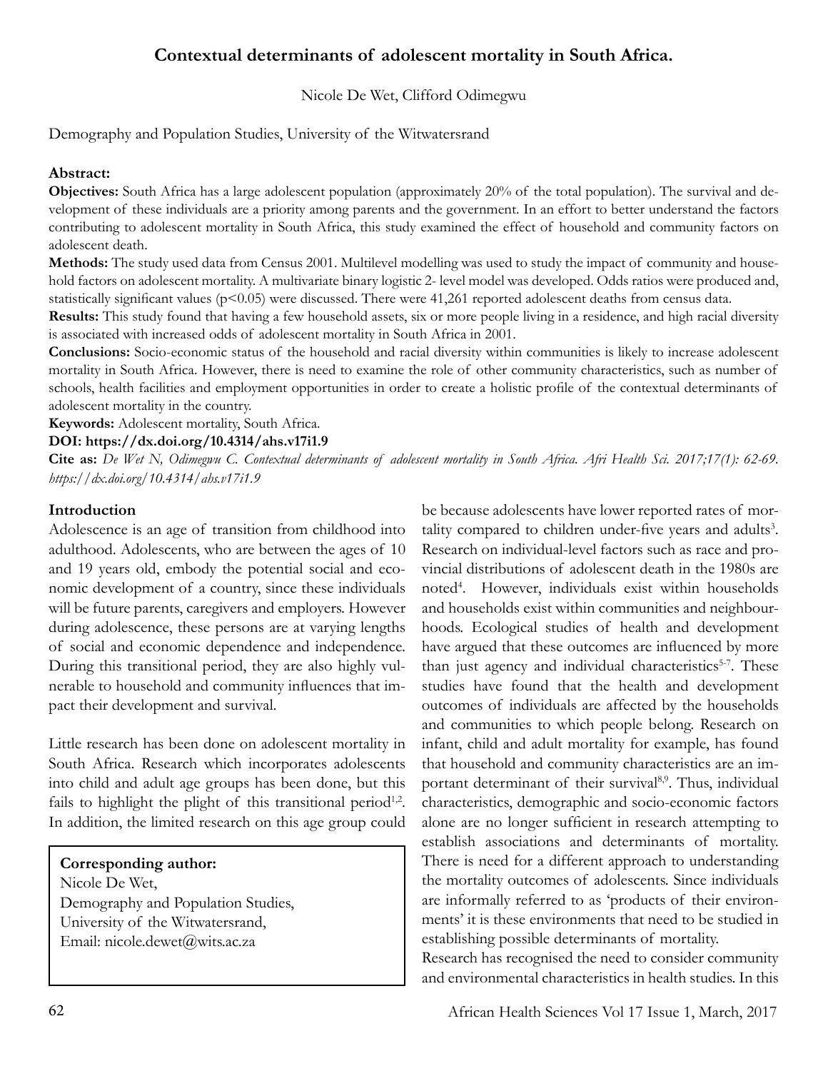# Contextual determinants of adolescent mortality in South Africa.

Nicole De Wet, Clifford Odimegwu

Demography and Population Studies, University of the Witwatersrand

**Abstract:**

**Objectives:** South Africa has a large adolescent population (approximately 20% of the total population). The survival and development of these individuals are a priority among parents and the government. In an effort to better understand the factors contributing to adolescent mortality in South Africa, this study examined the effect of household and community factors on adolescent death.

**Methods:** The study used data from Census 2001. Multilevel modelling was used to study the impact of community and household factors on adolescent mortality. A multivariate binary logistic 2- level model was developed. Odds ratios were produced and, statistically significant values ($p<0.05$) were discussed. There were 41,261 reported adolescent deaths from census data.

**Results:** This study found that having a few household assets, six or more people living in a residence, and high racial diversity is associated with increased odds of adolescent mortality in South Africa in 2001.

**Conclusions:** Socio-economic status of the household and racial diversity within communities is likely to increase adolescent mortality in South Africa. However, there is need to examine the role of other community characteristics, such as number of schools, health facilities and employment opportunities in order to create a holistic profile of the contextual determinants of adolescent mortality in the country.

**Keywords:** Adolescent mortality, South Africa.

**DOI: https://dx.doi.org/10.4314/ahs.v17i1.9**

**Cite as:** *De Wet N, Odimegwu C. Contextual determinants of adolescent mortality in South Africa. Afri Health Sci. 2017;17(1): 62-69. https://dx.doi.org/10.4314/ahs.v17i1.9*

## Introduction

Adolescence is an age of transition from childhood into adulthood. Adolescents, who are between the ages of 10 and 19 years old, embody the potential social and economic development of a country, since these individuals will be future parents, caregivers and employers. However during adolescence, these persons are at varying lengths of social and economic dependence and independence. During this transitional period, they are also highly vulnerable to household and community influences that impact their development and survival.

Little research has been done on adolescent mortality in South Africa. Research which incorporates adolescents into child and adult age groups has been done, but this fails to highlight the plight of this transitional period[1,2]. In addition, the limited research on this age group could be because adolescents have lower reported rates of mortality compared to children under-five years and adults[3]. Research on individual-level factors such as race and provincial distributions of adolescent death in the 1980s are noted[4]. However, individuals exist within households and households exist within communities and neighbourhoods. Ecological studies of health and development have argued that these outcomes are influenced by more than just agency and individual characteristics[5-7]. These studies have found that the health and development outcomes of individuals are affected by the households and communities to which people belong. Research on infant, child and adult mortality for example, has found that household and community characteristics are an important determinant of their survival[8,9]. Thus, individual characteristics, demographic and socio-economic factors alone are no longer sufficient in research attempting to establish associations and determinants of mortality. There is need for a different approach to understanding the mortality outcomes of adolescents. Since individuals are informally referred to as 'products of their environments' it is these environments that need to be studied in establishing possible determinants of mortality.

Research has recognised the need to consider community and environmental characteristics in health studies. In this

**Corresponding author:**
Nicole De Wet,
Demography and Population Studies,
University of the Witwatersrand,
Email: nicole.dewet@wits.ac.za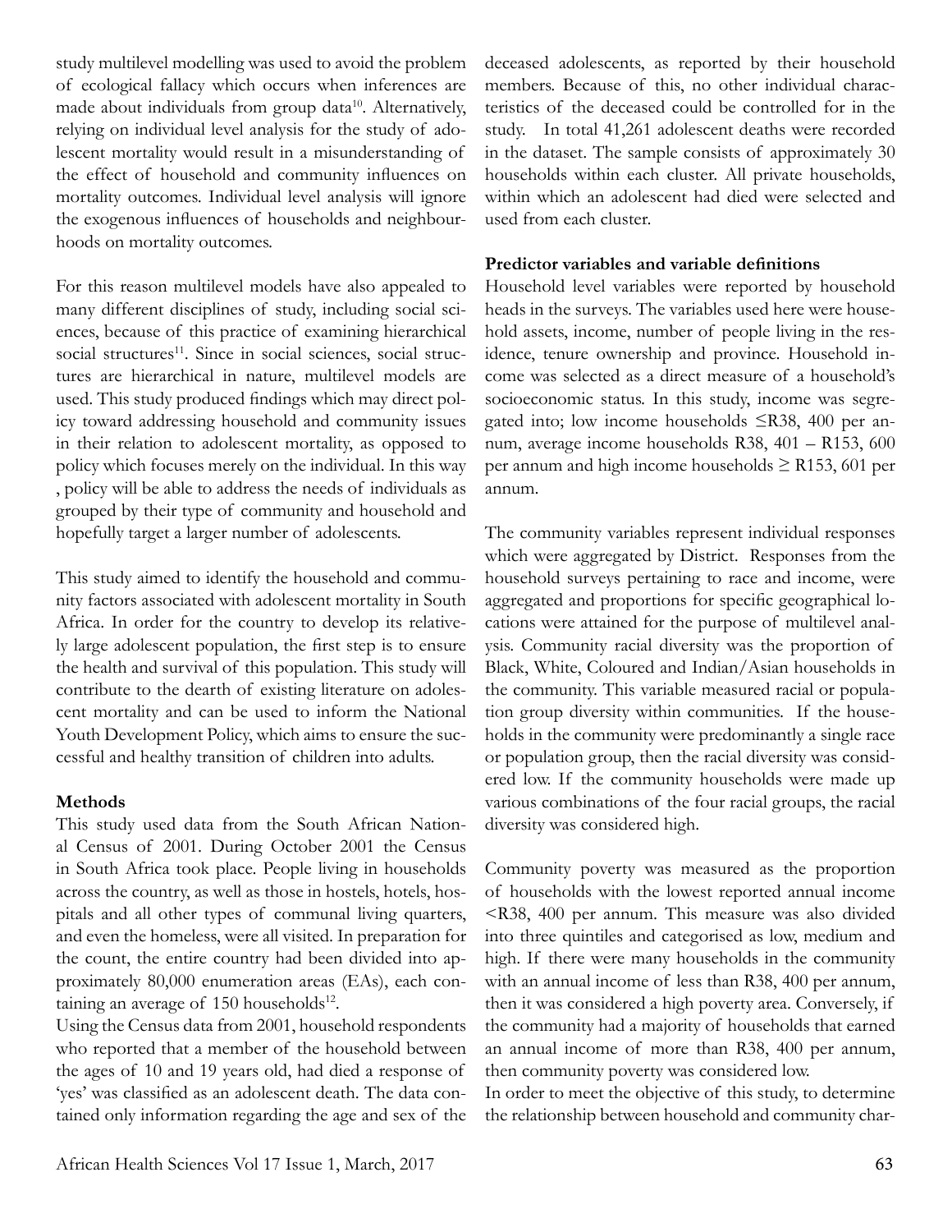study multilevel modelling was used to avoid the problem of ecological fallacy which occurs when inferences are made about individuals from group data[10]. Alternatively, relying on individual level analysis for the study of adolescent mortality would result in a misunderstanding of the effect of household and community influences on mortality outcomes. Individual level analysis will ignore the exogenous influences of households and neighbourhoods on mortality outcomes.

For this reason multilevel models have also appealed to many different disciplines of study, including social sciences, because of this practice of examining hierarchical social structures[11]. Since in social sciences, social structures are hierarchical in nature, multilevel models are used. This study produced findings which may direct policy toward addressing household and community issues in their relation to adolescent mortality, as opposed to policy which focuses merely on the individual. In this way , policy will be able to address the needs of individuals as grouped by their type of community and household and hopefully target a larger number of adolescents.

This study aimed to identify the household and community factors associated with adolescent mortality in South Africa. In order for the country to develop its relatively large adolescent population, the first step is to ensure the health and survival of this population. This study will contribute to the dearth of existing literature on adolescent mortality and can be used to inform the National Youth Development Policy, which aims to ensure the successful and healthy transition of children into adults.

**Methods**

This study used data from the South African National Census of 2001. During October 2001 the Census in South Africa took place. People living in households across the country, as well as those in hostels, hotels, hospitals and all other types of communal living quarters, and even the homeless, were all visited. In preparation for the count, the entire country had been divided into approximately 80,000 enumeration areas (EAs), each containing an average of 150 households[12].

Using the Census data from 2001, household respondents who reported that a member of the household between the ages of 10 and 19 years old, had died a response of 'yes' was classified as an adolescent death. The data contained only information regarding the age and sex of the deceased adolescents, as reported by their household members. Because of this, no other individual characteristics of the deceased could be controlled for in the study. In total 41,261 adolescent deaths were recorded in the dataset. The sample consists of approximately 30 households within each cluster. All private households, within which an adolescent had died were selected and used from each cluster.

**Predictor variables and variable definitions**

Household level variables were reported by household heads in the surveys. The variables used here were household assets, income, number of people living in the residence, tenure ownership and province. Household income was selected as a direct measure of a household's socioeconomic status. In this study, income was segregated into; low income households ≤R38, 400 per annum, average income households R38, 401 – R153, 600 per annum and high income households ≥ R153, 601 per annum.

The community variables represent individual responses which were aggregated by District. Responses from the household surveys pertaining to race and income, were aggregated and proportions for specific geographical locations were attained for the purpose of multilevel analysis. Community racial diversity was the proportion of Black, White, Coloured and Indian/Asian households in the community. This variable measured racial or population group diversity within communities. If the households in the community were predominantly a single race or population group, then the racial diversity was considered low. If the community households were made up various combinations of the four racial groups, the racial diversity was considered high.

Community poverty was measured as the proportion of households with the lowest reported annual income <R38, 400 per annum. This measure was also divided into three quintiles and categorised as low, medium and high. If there were many households in the community with an annual income of less than R38, 400 per annum, then it was considered a high poverty area. Conversely, if the community had a majority of households that earned an annual income of more than R38, 400 per annum, then community poverty was considered low.

In order to meet the objective of this study, to determine the relationship between household and community char-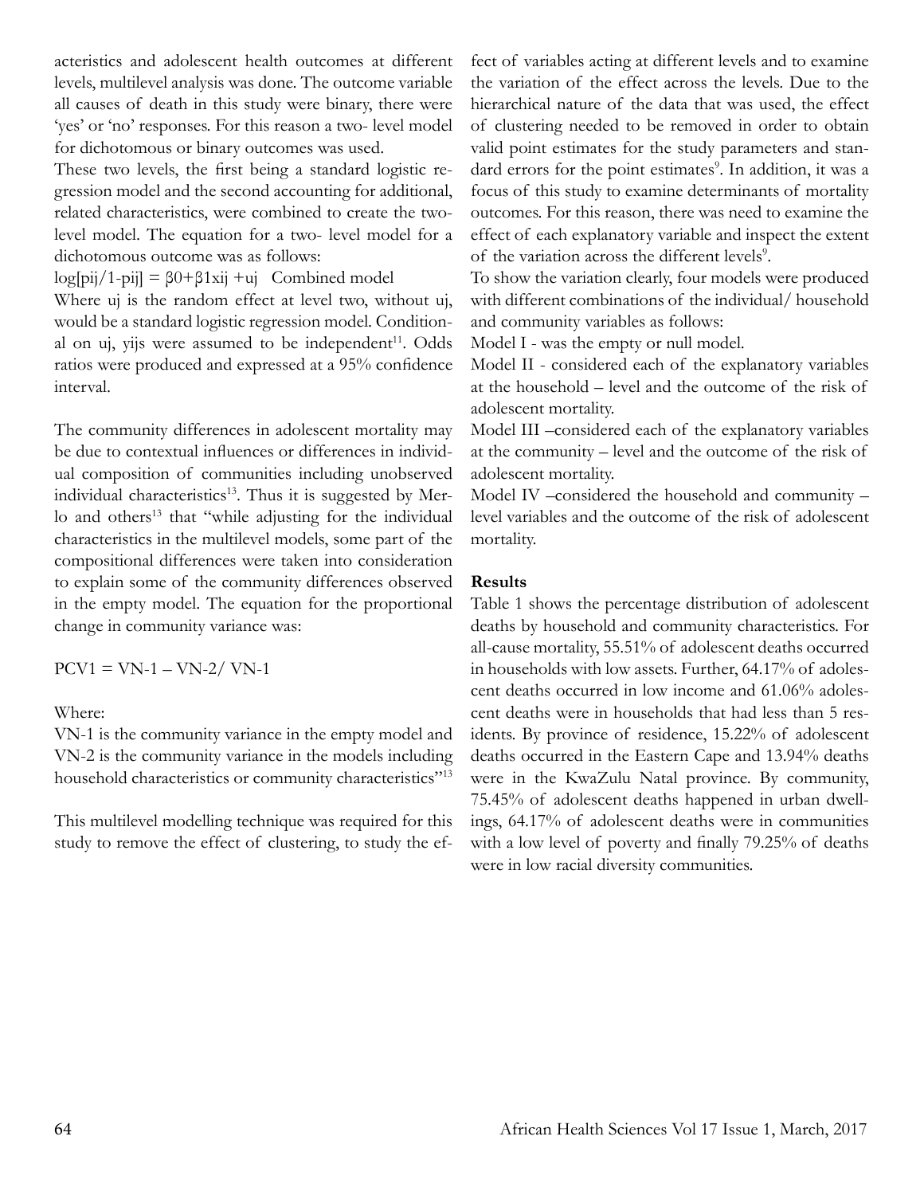acteristics and adolescent health outcomes at different levels, multilevel analysis was done. The outcome variable all causes of death in this study were binary, there were 'yes' or 'no' responses. For this reason a two- level model for dichotomous or binary outcomes was used.

These two levels, the first being a standard logistic regression model and the second accounting for additional, related characteristics, were combined to create the two-level model. The equation for a two- level model for a dichotomous outcome was as follows:

$\log[p_{ij}/1-p_{ij}] = \beta_0+\beta_1 x_{ij} + u_j$   Combined model

Where $u_j$ is the random effect at level two, without $u_j$, would be a standard logistic regression model. Conditional on $u_j$, $y_{ij}$s were assumed to be independent[11]. Odds ratios were produced and expressed at a 95% confidence interval.

The community differences in adolescent mortality may be due to contextual influences or differences in individual composition of communities including unobserved individual characteristics[13]. Thus it is suggested by Merlo and others[13] that "while adjusting for the individual characteristics in the multilevel models, some part of the compositional differences were taken into consideration to explain some of the community differences observed in the empty model. The equation for the proportional change in community variance was:

$PCV1 = VN\text{-}1 – VN\text{-}2/ VN\text{-}1$

Where:

VN-1 is the community variance in the empty model and VN-2 is the community variance in the models including household characteristics or community characteristics"[13]

This multilevel modelling technique was required for this study to remove the effect of clustering, to study the effect of variables acting at different levels and to examine the variation of the effect across the levels. Due to the hierarchical nature of the data that was used, the effect of clustering needed to be removed in order to obtain valid point estimates for the study parameters and standard errors for the point estimates[9]. In addition, it was a focus of this study to examine determinants of mortality outcomes. For this reason, there was need to examine the effect of each explanatory variable and inspect the extent of the variation across the different levels[9].

To show the variation clearly, four models were produced with different combinations of the individual/ household and community variables as follows:

Model I - was the empty or null model.

Model II - considered each of the explanatory variables at the household – level and the outcome of the risk of adolescent mortality.

Model III –considered each of the explanatory variables at the community – level and the outcome of the risk of adolescent mortality.

Model IV –considered the household and community – level variables and the outcome of the risk of adolescent mortality.

**Results**

Table 1 shows the percentage distribution of adolescent deaths by household and community characteristics. For all-cause mortality, 55.51% of adolescent deaths occurred in households with low assets. Further, 64.17% of adolescent deaths occurred in low income and 61.06% adolescent deaths were in households that had less than 5 residents. By province of residence, 15.22% of adolescent deaths occurred in the Eastern Cape and 13.94% deaths were in the KwaZulu Natal province. By community, 75.45% of adolescent deaths happened in urban dwellings, 64.17% of adolescent deaths were in communities with a low level of poverty and finally 79.25% of deaths were in low racial diversity communities.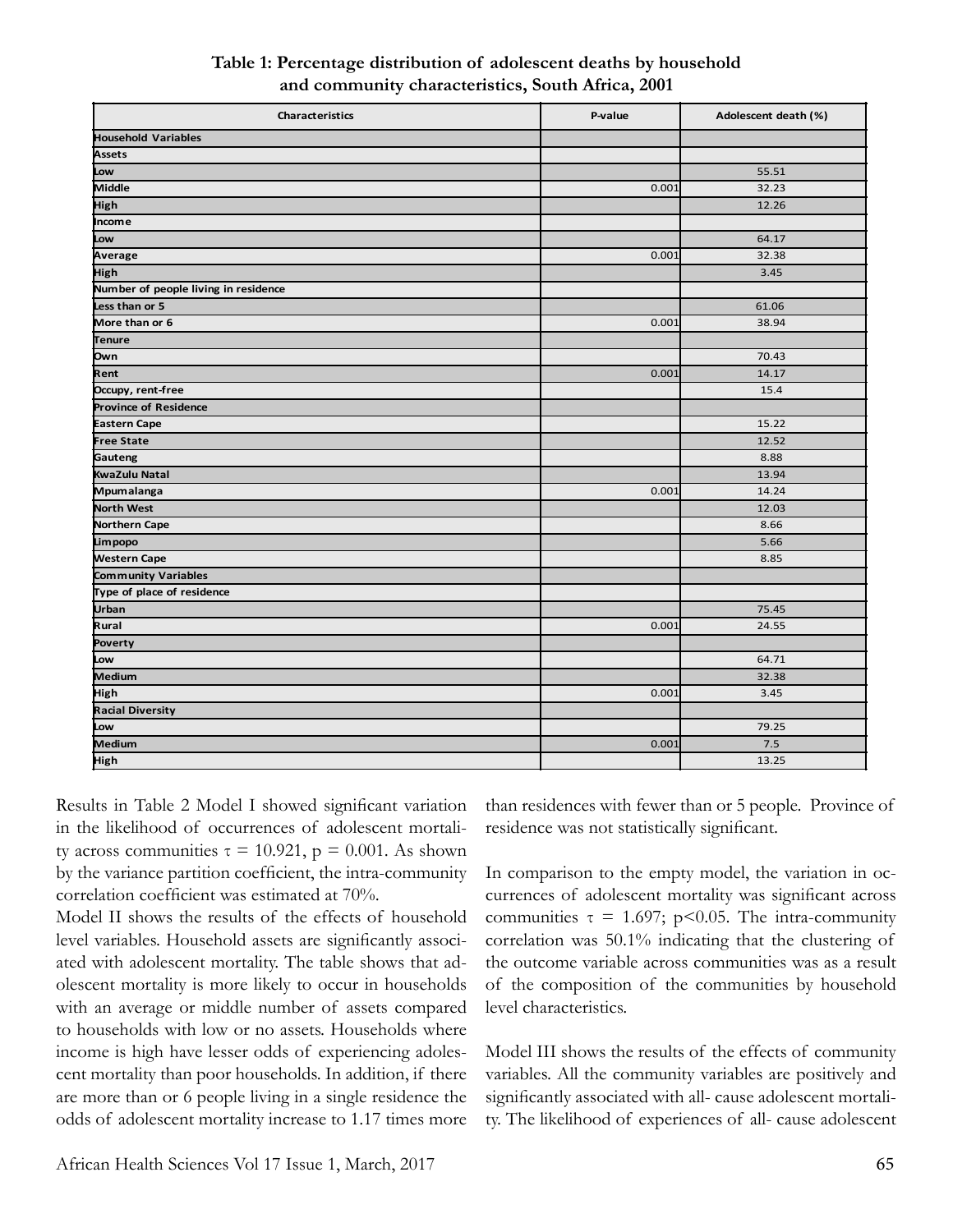**Table 1: Percentage distribution of adolescent deaths by household and community characteristics, South Africa, 2001**

| Characteristics | P-value | Adolescent death (%) |
|---|---|---|
| **Household Variables** | | |
| **Assets** | | |
| Low | | 55.51 |
| Middle | 0.001 | 32.23 |
| High | | 12.26 |
| **Income** | | |
| Low | | 64.17 |
| Average | 0.001 | 32.38 |
| High | | 3.45 |
| **Number of people living in residence** | | |
| Less than or 5 | | 61.06 |
| More than or 6 | 0.001 | 38.94 |
| **Tenure** | | |
| Own | | 70.43 |
| Rent | 0.001 | 14.17 |
| Occupy, rent-free | | 15.4 |
| **Province of Residence** | | |
| Eastern Cape | | 15.22 |
| Free State | | 12.52 |
| Gauteng | | 8.88 |
| KwaZulu Natal | | 13.94 |
| Mpumalanga | 0.001 | 14.24 |
| North West | | 12.03 |
| Northern Cape | | 8.66 |
| Limpopo | | 5.66 |
| Western Cape | | 8.85 |
| **Community Variables** | | |
| **Type of place of residence** | | |
| Urban | | 75.45 |
| Rural | 0.001 | 24.55 |
| **Poverty** | | |
| Low | | 64.71 |
| Medium | | 32.38 |
| High | 0.001 | 3.45 |
| **Racial Diversity** | | |
| Low | | 79.25 |
| Medium | 0.001 | 7.5 |
| High | | 13.25 |

Results in Table 2 Model I showed significant variation in the likelihood of occurrences of adolescent mortality across communities $\tau = 10.921$, $p = 0.001$. As shown by the variance partition coefficient, the intra-community correlation coefficient was estimated at 70%.

Model II shows the results of the effects of household level variables. Household assets are significantly associated with adolescent mortality. The table shows that adolescent mortality is more likely to occur in households with an average or middle number of assets compared to households with low or no assets. Households where income is high have lesser odds of experiencing adolescent mortality than poor households. In addition, if there are more than or 6 people living in a single residence the odds of adolescent mortality increase to 1.17 times more than residences with fewer than or 5 people. Province of residence was not statistically significant.

In comparison to the empty model, the variation in occurrences of adolescent mortality was significant across communities $\tau = 1.697$; $p<0.05$. The intra-community correlation was 50.1% indicating that the clustering of the outcome variable across communities was as a result of the composition of the communities by household level characteristics.

Model III shows the results of the effects of community variables. All the community variables are positively and significantly associated with all- cause adolescent mortality. The likelihood of experiences of all- cause adolescent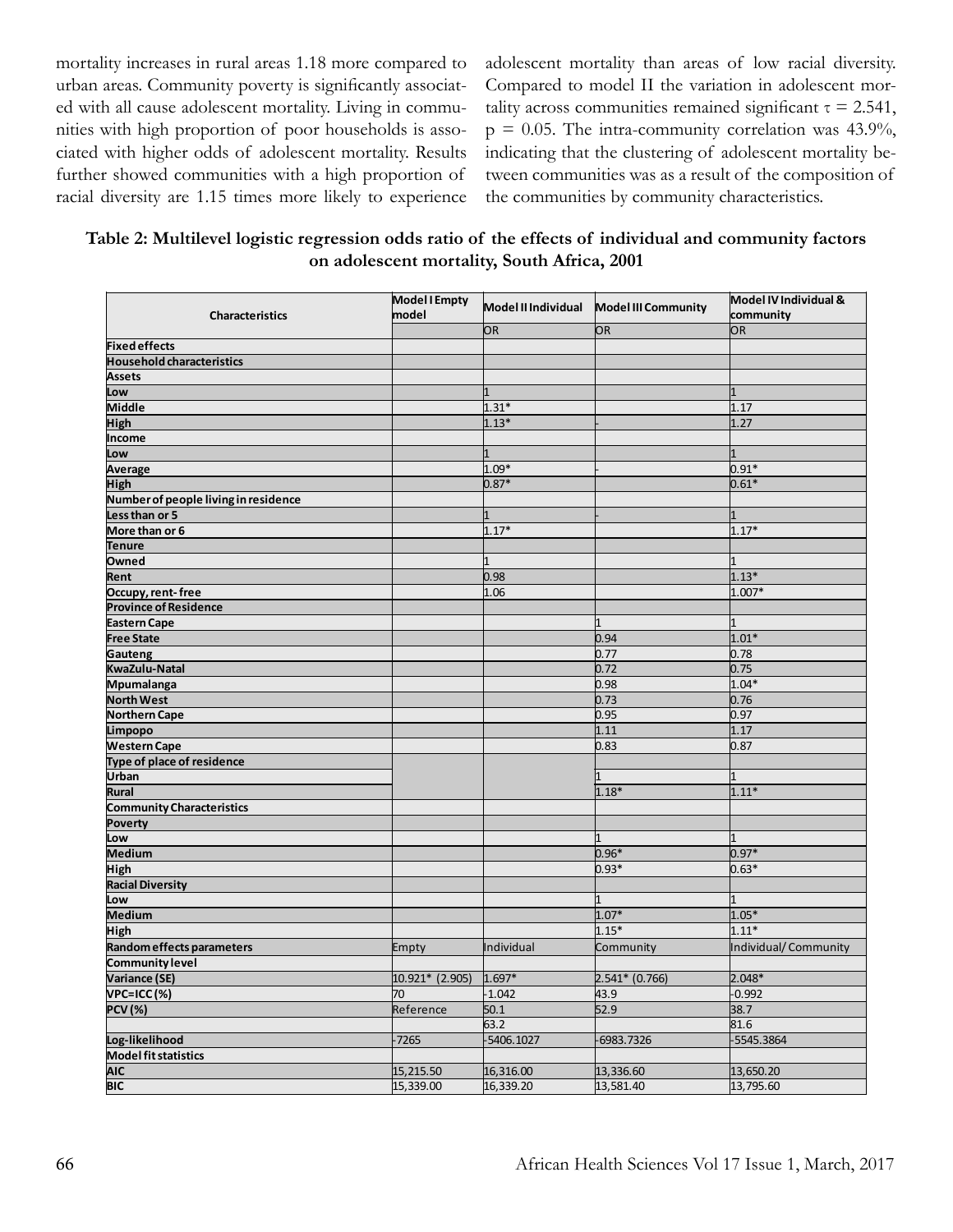mortality increases in rural areas 1.18 more compared to urban areas. Community poverty is significantly associated with all cause adolescent mortality. Living in communities with high proportion of poor households is associated with higher odds of adolescent mortality. Results further showed communities with a high proportion of racial diversity are 1.15 times more likely to experience adolescent mortality than areas of low racial diversity. Compared to model II the variation in adolescent mortality across communities remained significant $\tau = 2.541$, $p = 0.05$. The intra-community correlation was 43.9%, indicating that the clustering of adolescent mortality between communities was as a result of the composition of the communities by community characteristics.

**Table 2: Multilevel logistic regression odds ratio of the effects of individual and community factors on adolescent mortality, South Africa, 2001**

| Characteristics | Model I Empty model | Model II Individual | Model III Community | Model IV Individual & community |
|---|---|---|---|---|
| | | OR | OR | OR |
| **Fixed effects** | | | | |
| **Household characteristics** | | | | |
| **Assets** | | | | |
| **Low** | | 1 | | 1 |
| **Middle** | | 1.31* | | 1.17 |
| **High** | | 1.13* | - | 1.27 |
| **Income** | | | | |
| **Low** | | 1 | | 1 |
| **Average** | | 1.09* | - | 0.91* |
| **High** | | 0.87* | | 0.61* |
| **Number of people living in residence** | | | | |
| **Less than or 5** | | 1 | - | 1 |
| **More than or 6** | | 1.17* | | 1.17* |
| **Tenure** | | | | |
| **Owned** | | 1 | | 1 |
| **Rent** | | 0.98 | | 1.13* |
| **Occupy, rent- free** | | 1.06 | | 1.007* |
| **Province of Residence** | | | | |
| **Eastern Cape** | | | 1 | 1 |
| **Free State** | | | 0.94 | 1.01* |
| **Gauteng** | | | 0.77 | 0.78 |
| **KwaZulu-Natal** | | | 0.72 | 0.75 |
| **Mpumalanga** | | | 0.98 | 1.04* |
| **North West** | | | 0.73 | 0.76 |
| **Northern Cape** | | | 0.95 | 0.97 |
| **Limpopo** | | | 1.11 | 1.17 |
| **Western Cape** | | | 0.83 | 0.87 |
| **Type of place of residence** | | | | |
| **Urban** | | | 1 | 1 |
| **Rural** | | | 1.18* | 1.11* |
| **Community Characteristics** | | | | |
| **Poverty** | | | | |
| **Low** | | | 1 | 1 |
| **Medium** | | | 0.96* | 0.97* |
| **High** | | | 0.93* | 0.63* |
| **Racial Diversity** | | | | |
| **Low** | | | 1 | 1 |
| **Medium** | | | 1.07* | 1.05* |
| **High** | | | 1.15* | 1.11* |
| **Random effects parameters** | Empty | Individual | Community | Individual/ Community |
| **Community level** | | | | |
| **Variance (SE)** | 10.921* (2.905) | 1.697* | 2.541* (0.766) | 2.048* |
| **VPC=ICC (%)** | 70 | -1.042 | 43.9 | -0.992 |
| **PCV (%)** | Reference | 50.1 | 52.9 | 38.7 |
| | | 63.2 | | 81.6 |
| **Log-likelihood** | -7265 | -5406.1027 | -6983.7326 | -5545.3864 |
| **Model fit statistics** | | | | |
| **AIC** | 15,215.50 | 16,316.00 | 13,336.60 | 13,650.20 |
| **BIC** | 15,339.00 | 16,339.20 | 13,581.40 | 13,795.60 |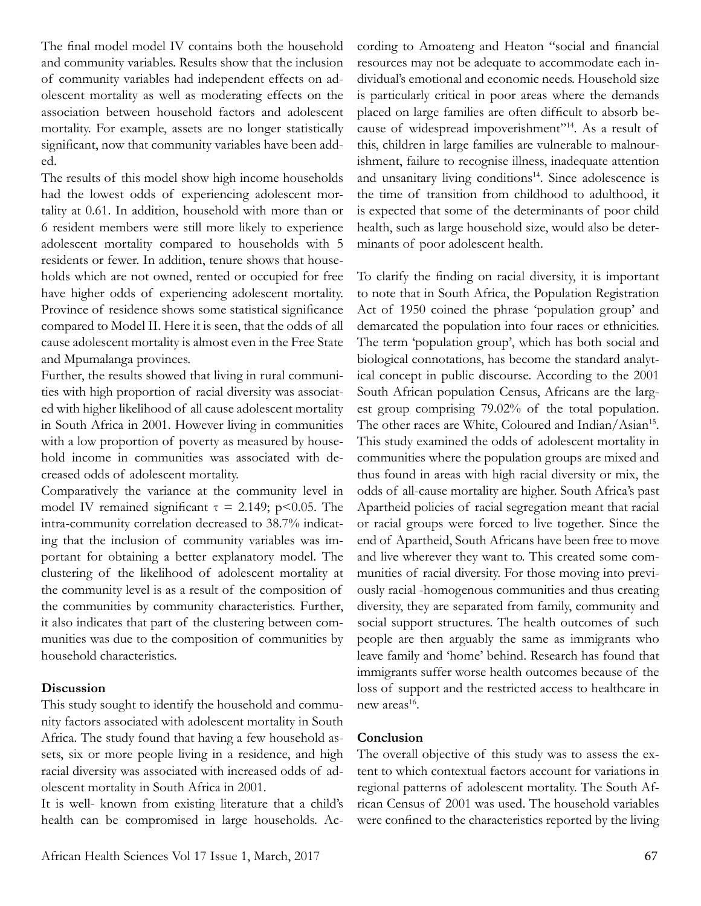The final model model IV contains both the household and community variables. Results show that the inclusion of community variables had independent effects on adolescent mortality as well as moderating effects on the association between household factors and adolescent mortality. For example, assets are no longer statistically significant, now that community variables have been added.

The results of this model show high income households had the lowest odds of experiencing adolescent mortality at 0.61. In addition, household with more than or 6 resident members were still more likely to experience adolescent mortality compared to households with 5 residents or fewer. In addition, tenure shows that households which are not owned, rented or occupied for free have higher odds of experiencing adolescent mortality. Province of residence shows some statistical significance compared to Model II. Here it is seen, that the odds of all cause adolescent mortality is almost even in the Free State and Mpumalanga provinces.

Further, the results showed that living in rural communities with high proportion of racial diversity was associated with higher likelihood of all cause adolescent mortality in South Africa in 2001. However living in communities with a low proportion of poverty as measured by household income in communities was associated with decreased odds of adolescent mortality.

Comparatively the variance at the community level in model IV remained significant $\tau = 2.149$; $p<0.05$. The intra-community correlation decreased to 38.7% indicating that the inclusion of community variables was important for obtaining a better explanatory model. The clustering of the likelihood of adolescent mortality at the community level is as a result of the composition of the communities by community characteristics. Further, it also indicates that part of the clustering between communities was due to the composition of communities by household characteristics.

**Discussion**

This study sought to identify the household and community factors associated with adolescent mortality in South Africa. The study found that having a few household assets, six or more people living in a residence, and high racial diversity was associated with increased odds of adolescent mortality in South Africa in 2001.

It is well- known from existing literature that a child's health can be compromised in large households. According to Amoateng and Heaton "social and financial resources may not be adequate to accommodate each individual's emotional and economic needs. Household size is particularly critical in poor areas where the demands placed on large families are often difficult to absorb because of widespread impoverishment"[14]. As a result of this, children in large families are vulnerable to malnourishment, failure to recognise illness, inadequate attention and unsanitary living conditions[14]. Since adolescence is the time of transition from childhood to adulthood, it is expected that some of the determinants of poor child health, such as large household size, would also be determinants of poor adolescent health.

To clarify the finding on racial diversity, it is important to note that in South Africa, the Population Registration Act of 1950 coined the phrase 'population group' and demarcated the population into four races or ethnicities. The term 'population group', which has both social and biological connotations, has become the standard analytical concept in public discourse. According to the 2001 South African population Census, Africans are the largest group comprising 79.02% of the total population. The other races are White, Coloured and Indian/Asian[15]. This study examined the odds of adolescent mortality in communities where the population groups are mixed and thus found in areas with high racial diversity or mix, the odds of all-cause mortality are higher. South Africa's past Apartheid policies of racial segregation meant that racial or racial groups were forced to live together. Since the end of Apartheid, South Africans have been free to move and live wherever they want to. This created some communities of racial diversity. For those moving into previously racial -homogenous communities and thus creating diversity, they are separated from family, community and social support structures. The health outcomes of such people are then arguably the same as immigrants who leave family and 'home' behind. Research has found that immigrants suffer worse health outcomes because of the loss of support and the restricted access to healthcare in new areas[16].

**Conclusion**

The overall objective of this study was to assess the extent to which contextual factors account for variations in regional patterns of adolescent mortality. The South African Census of 2001 was used. The household variables were confined to the characteristics reported by the living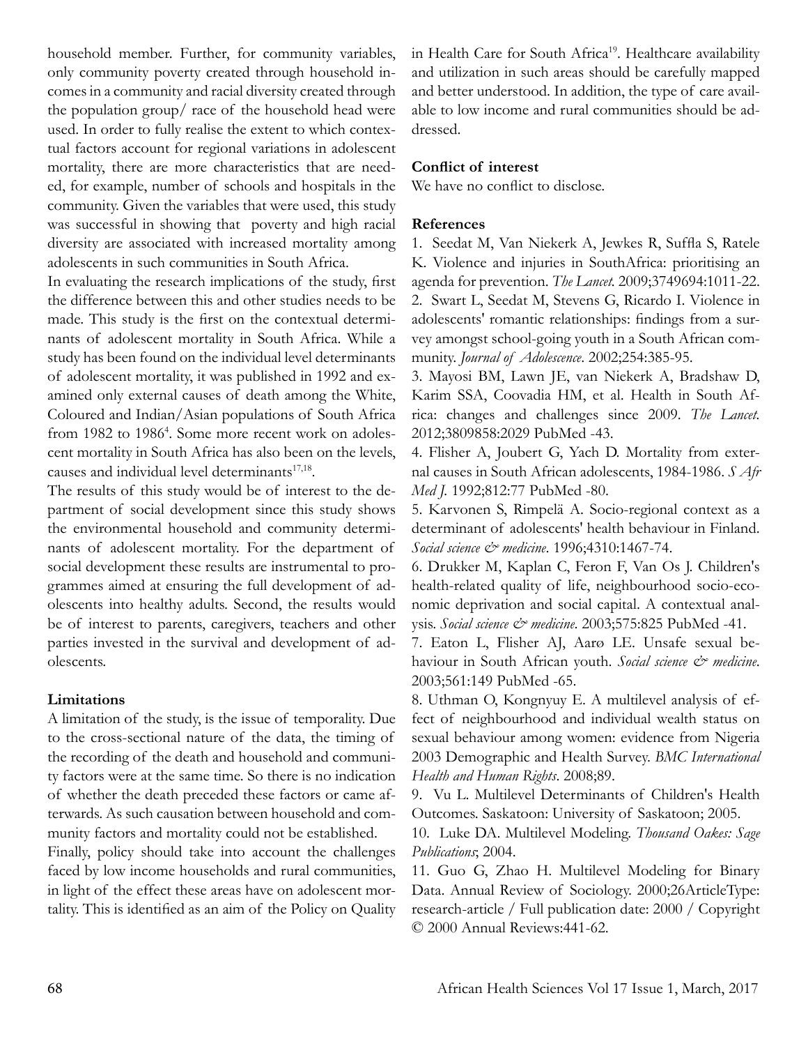household member. Further, for community variables, only community poverty created through household incomes in a community and racial diversity created through the population group/ race of the household head were used. In order to fully realise the extent to which contextual factors account for regional variations in adolescent mortality, there are more characteristics that are needed, for example, number of schools and hospitals in the community. Given the variables that were used, this study was successful in showing that poverty and high racial diversity are associated with increased mortality among adolescents in such communities in South Africa.

In evaluating the research implications of the study, first the difference between this and other studies needs to be made. This study is the first on the contextual determinants of adolescent mortality in South Africa. While a study has been found on the individual level determinants of adolescent mortality, it was published in 1992 and examined only external causes of death among the White, Coloured and Indian/Asian populations of South Africa from 1982 to 1986[4]. Some more recent work on adolescent mortality in South Africa has also been on the levels, causes and individual level determinants[17,18].

The results of this study would be of interest to the department of social development since this study shows the environmental household and community determinants of adolescent mortality. For the department of social development these results are instrumental to programmes aimed at ensuring the full development of adolescents into healthy adults. Second, the results would be of interest to parents, caregivers, teachers and other parties invested in the survival and development of adolescents.

### Limitations

A limitation of the study, is the issue of temporality. Due to the cross-sectional nature of the data, the timing of the recording of the death and household and community factors were at the same time. So there is no indication of whether the death preceded these factors or came afterwards. As such causation between household and community factors and mortality could not be established.

Finally, policy should take into account the challenges faced by low income households and rural communities, in light of the effect these areas have on adolescent mortality. This is identified as an aim of the Policy on Quality in Health Care for South Africa[19]. Healthcare availability and utilization in such areas should be carefully mapped and better understood. In addition, the type of care available to low income and rural communities should be addressed.

### Conflict of interest

We have no conflict to disclose.

### References

1. Seedat M, Van Niekerk A, Jewkes R, Suffla S, Ratele K. Violence and injuries in SouthAfrica: prioritising an agenda for prevention. *The Lancet*. 2009;3749694:1011-22.
2. Swart L, Seedat M, Stevens G, Ricardo I. Violence in adolescents' romantic relationships: findings from a survey amongst school-going youth in a South African community. *Journal of Adolescence*. 2002;254:385-95.
3. Mayosi BM, Lawn JE, van Niekerk A, Bradshaw D, Karim SSA, Coovadia HM, et al. Health in South Africa: changes and challenges since 2009. *The Lancet*. 2012;3809858:2029 PubMed -43.
4. Flisher A, Joubert G, Yach D. Mortality from external causes in South African adolescents, 1984-1986. *S Afr Med J*. 1992;812:77 PubMed -80.
5. Karvonen S, Rimpelä A. Socio-regional context as a determinant of adolescents' health behaviour in Finland. *Social science & medicine*. 1996;4310:1467-74.
6. Drukker M, Kaplan C, Feron F, Van Os J. Children's health-related quality of life, neighbourhood socio-economic deprivation and social capital. A contextual analysis. *Social science & medicine*. 2003;575:825 PubMed -41.
7. Eaton L, Flisher AJ, Aarø LE. Unsafe sexual behaviour in South African youth. *Social science & medicine*. 2003;561:149 PubMed -65.
8. Uthman O, Kongnyuy E. A multilevel analysis of effect of neighbourhood and individual wealth status on sexual behaviour among women: evidence from Nigeria 2003 Demographic and Health Survey. *BMC International Health and Human Rights*. 2008;89.
9. Vu L. Multilevel Determinants of Children's Health Outcomes. Saskatoon: University of Saskatoon; 2005.
10. Luke DA. Multilevel Modeling. *Thousand Oakes: Sage Publications*; 2004.
11. Guo G, Zhao H. Multilevel Modeling for Binary Data. Annual Review of Sociology. 2000;26ArticleType: research-article / Full publication date: 2000 / Copyright © 2000 Annual Reviews:441-62.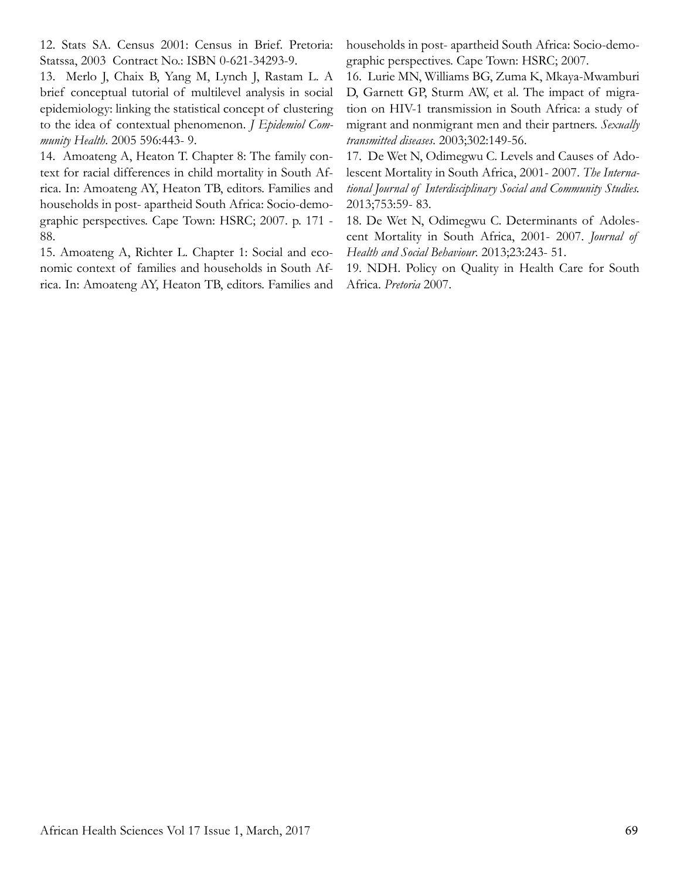12. Stats SA. Census 2001: Census in Brief. Pretoria: Statssa, 2003 Contract No.: ISBN 0-621-34293-9.

13. Merlo J, Chaix B, Yang M, Lynch J, Rastam L. A brief conceptual tutorial of multilevel analysis in social epidemiology: linking the statistical concept of clustering to the idea of contextual phenomenon. *J Epidemiol Community Health*. 2005 596:443- 9.

14. Amoateng A, Heaton T. Chapter 8: The family context for racial differences in child mortality in South Africa. In: Amoateng AY, Heaton TB, editors. Families and households in post- apartheid South Africa: Socio-demographic perspectives. Cape Town: HSRC; 2007. p. 171 - 88.

15. Amoateng A, Richter L. Chapter 1: Social and economic context of families and households in South Africa. In: Amoateng AY, Heaton TB, editors. Families and households in post- apartheid South Africa: Socio-demographic perspectives. Cape Town: HSRC; 2007.

16. Lurie MN, Williams BG, Zuma K, Mkaya-Mwamburi D, Garnett GP, Sturm AW, et al. The impact of migration on HIV-1 transmission in South Africa: a study of migrant and nonmigrant men and their partners. *Sexually transmitted diseases*. 2003;302:149-56.

17. De Wet N, Odimegwu C. Levels and Causes of Adolescent Mortality in South Africa, 2001- 2007. *The International Journal of Interdisciplinary Social and Community Studies.* 2013;753:59- 83.

18. De Wet N, Odimegwu C. Determinants of Adolescent Mortality in South Africa, 2001- 2007. *Journal of Health and Social Behaviour*. 2013;23:243- 51.

19. NDH. Policy on Quality in Health Care for South Africa. *Pretoria* 2007.